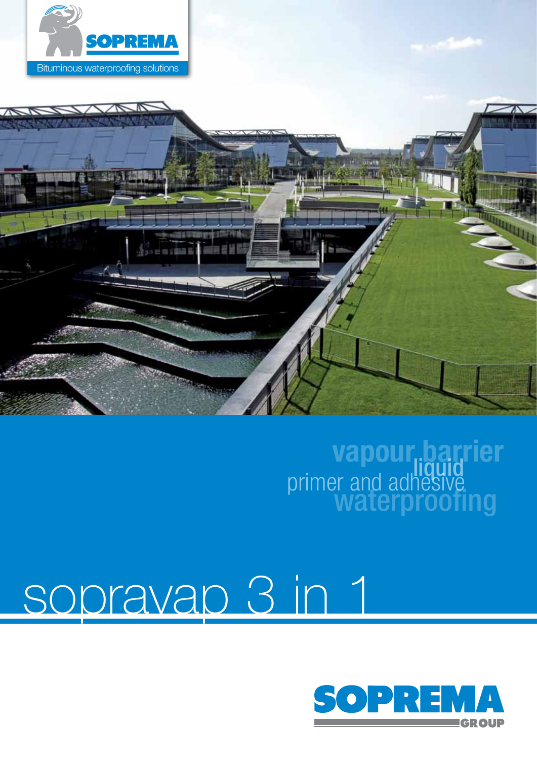SOPREMA

Bituminous waterproofing solutions

vapour barrier

liquid

primer and adhesive

waterproofing

# sopravap 3 in 1

SOPREMA GROUP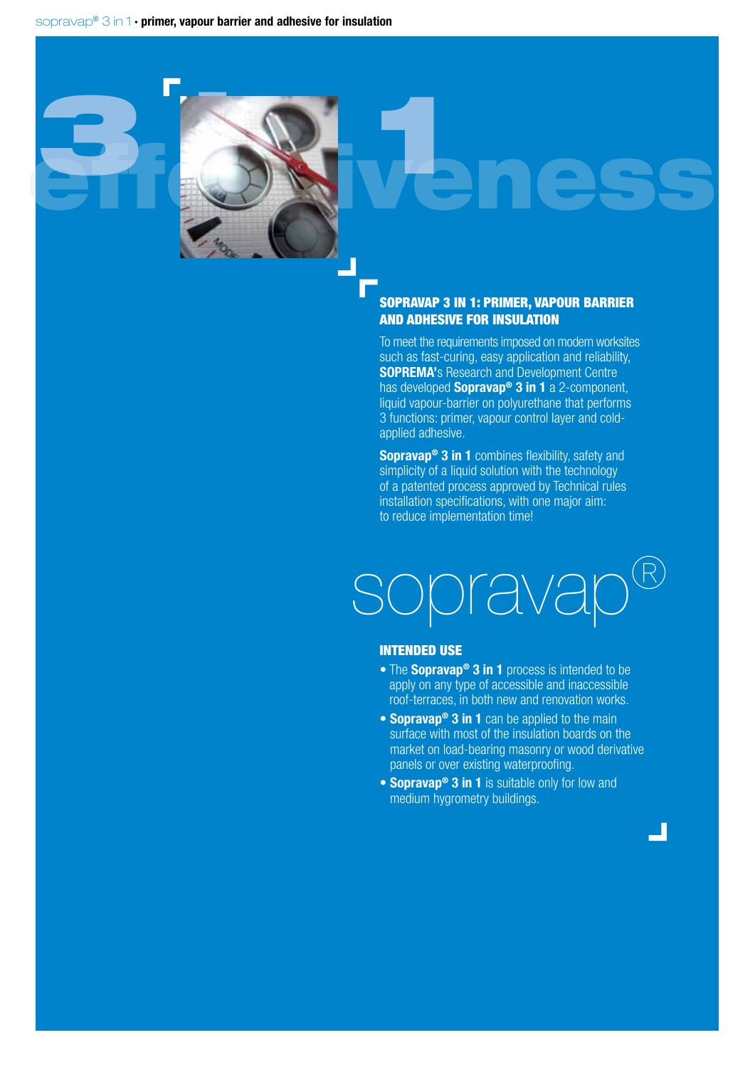## SOPRAVAP 3 IN 1: PRIMER, VAPOUR BARRIER AND ADHESIVE FOR INSULATION

To meet the requirements imposed on modern worksites such as fast-curing, easy application and reliability, **SOPREMA'**s Research and Development Centre has developed **Sopravap® 3 in 1** a 2-component, liquid vapour-barrier on polyurethane that performs 3 functions: primer, vapour control layer and cold-applied adhesive.

**Sopravap® 3 in 1** combines flexibility, safety and simplicity of a liquid solution with the technology of a patented process approved by Technical rules installation specifications, with one major aim: to reduce implementation time!

sopravap®

## INTENDED USE

- The **Sopravap® 3 in 1** process is intended to be apply on any type of accessible and inaccessible roof-terraces, in both new and renovation works.
- **Sopravap® 3 in 1** can be applied to the main surface with most of the insulation boards on the market on load-bearing masonry or wood derivative panels or over existing waterproofing.
- **Sopravap® 3 in 1** is suitable only for low and medium hygrometry buildings.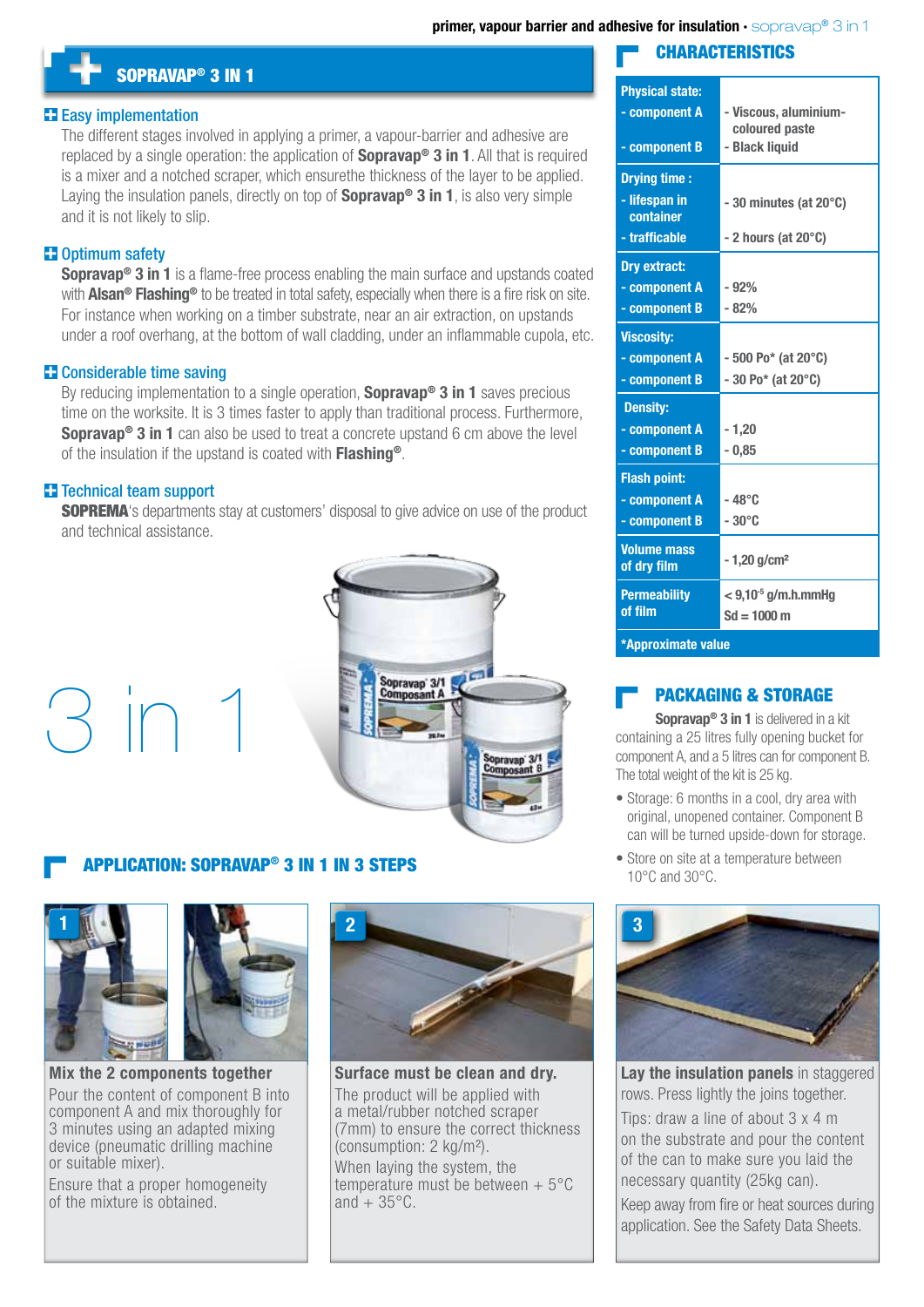# SOPRAVAP® 3 IN 1

### Easy implementation

The different stages involved in applying a primer, a vapour-barrier and adhesive are replaced by a single operation: the application of **Sopravap® 3 in 1**. All that is required is a mixer and a notched scraper, which ensurethe thickness of the layer to be applied. Laying the insulation panels, directly on top of **Sopravap® 3 in 1**, is also very simple and it is not likely to slip.

### Optimum safety

**Sopravap® 3 in 1** is a flame-free process enabling the main surface and upstands coated with **Alsan® Flashing®** to be treated in total safety, especially when there is a fire risk on site. For instance when working on a timber substrate, near an air extraction, on upstands under a roof overhang, at the bottom of wall cladding, under an inflammable cupola, etc.

### Considerable time saving

By reducing implementation to a single operation, **Sopravap® 3 in 1** saves precious time on the worksite. It is 3 times faster to apply than traditional process. Furthermore, **Sopravap® 3 in 1** can also be used to treat a concrete upstand 6 cm above the level of the insulation if the upstand is coated with **Flashing®**.

### Technical team support

**SOPREMA**'s departments stay at customers' disposal to give advice on use of the product and technical assistance.

3 in 1

## CHARACTERISTICS

| | |
|---|---|
| **Physical state:** | |
| - component A | - Viscous, aluminium-coloured paste |
| - component B | - Black liquid |
| **Drying time :** | |
| - lifespan in container | - 30 minutes (at 20°C) |
| - trafficable | - 2 hours (at 20°C) |
| **Dry extract:** | |
| - component A | - 92% |
| - component B | - 82% |
| **Viscosity:** | |
| - component A | - 500 Po* (at 20°C) |
| - component B | - 30 Po* (at 20°C) |
| **Density:** | |
| - component A | - 1,20 |
| - component B | - 0,85 |
| **Flash point:** | |
| - component A | - 48°C |
| - component B | - 30°C |
| **Volume mass of dry film** | - 1,20 g/cm² |
| **Permeability of film** | < 9,10$^{-5}$ g/m.h.mmHg<br>Sd = 1000 m |

*Approximate value

## PACKAGING & STORAGE

**Sopravap® 3 in 1** is delivered in a kit containing a 25 litres fully opening bucket for component A, and a 5 litres can for component B. The total weight of the kit is 25 kg.

- Storage: 6 months in a cool, dry area with original, unopened container. Component B can will be turned upside-down for storage.
- Store on site at a temperature between 10°C and 30°C.

## APPLICATION: SOPRAVAP® 3 IN 1 IN 3 STEPS

**1**

**Mix the 2 components together**

Pour the content of component B into component A and mix thoroughly for 3 minutes using an adapted mixing device (pneumatic drilling machine or suitable mixer).

Ensure that a proper homogeneity of the mixture is obtained.

**2**

**Surface must be clean and dry.**

The product will be applied with a metal/rubber notched scraper (7mm) to ensure the correct thickness (consumption: 2 kg/m²).

When laying the system, the temperature must be between + 5°C and + 35°C.

**3**

**Lay the insulation panels** in staggered rows. Press lightly the joins together.

Tips: draw a line of about 3 x 4 m on the substrate and pour the content of the can to make sure you laid the necessary quantity (25kg can).

Keep away from fire or heat sources during application. See the Safety Data Sheets.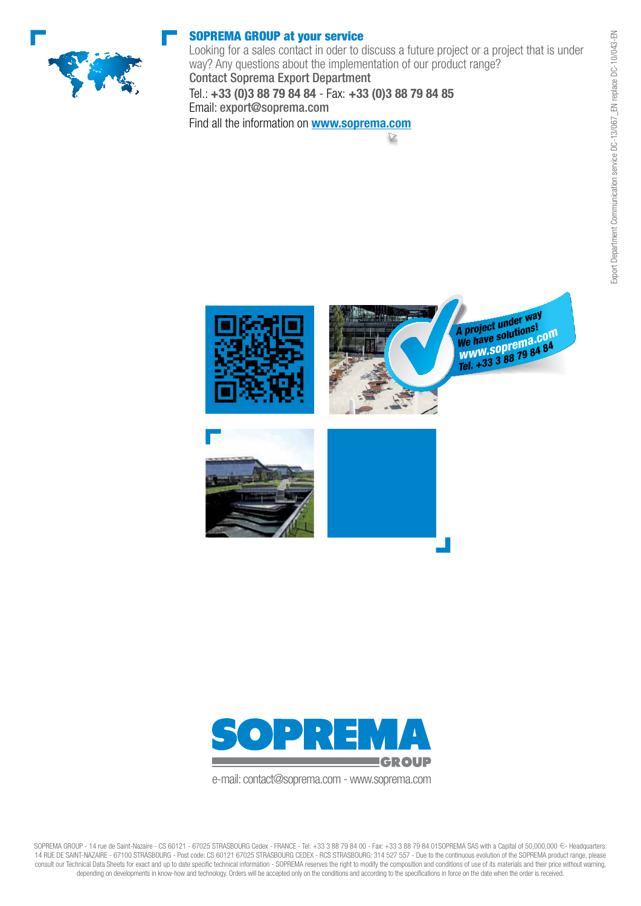## SOPREMA GROUP at your service

Looking for a sales contact in oder to discuss a future project or a project that is under way? Any questions about the implementation of our product range?

Contact Soprema Export Department

Tel.: **+33 (0)3 88 79 84 84** - Fax: **+33 (0)3 88 79 84 85**

Email: **export@soprema.com**

Find all the information on **www.soprema.com**

A project under way
We have solutions!
www.soprema.com
Tel. +33 3 88 79 84 84

Export Department Communication service DC-13/067_EN replace DC-10/043-EN

SOPREMA GROUP

e-mail: contact@soprema.com - www.soprema.com

SOPREMA GROUP - 14 rue de Saint-Nazaire - CS 60121 - 67025 STRASBOURG Cedex - FRANCE - Tel: +33 3 88 79 84 00 - Fax: +33 3 88 79 84 01SOPREMA SAS with a Capital of 50,000,000 €- Headquarters: 14 RUE DE SAINT-NAZAIRE - 67100 STRASBOURG - Post code: CS 60121 67025 STRASBOURG CEDEX - RCS STRASBOURG: 314 527 557 - Due to the continuous evolution of the SOPREMA product range, please consult our Technical Data Sheets for exact and up to date specific technical information - SOPREMA reserves the right to modify the composition and conditions of use of its materials and their price without warning, depending on developments in know-how and technology. Orders will be accepted only on the conditions and according to the specifications in force on the date when the order is received.